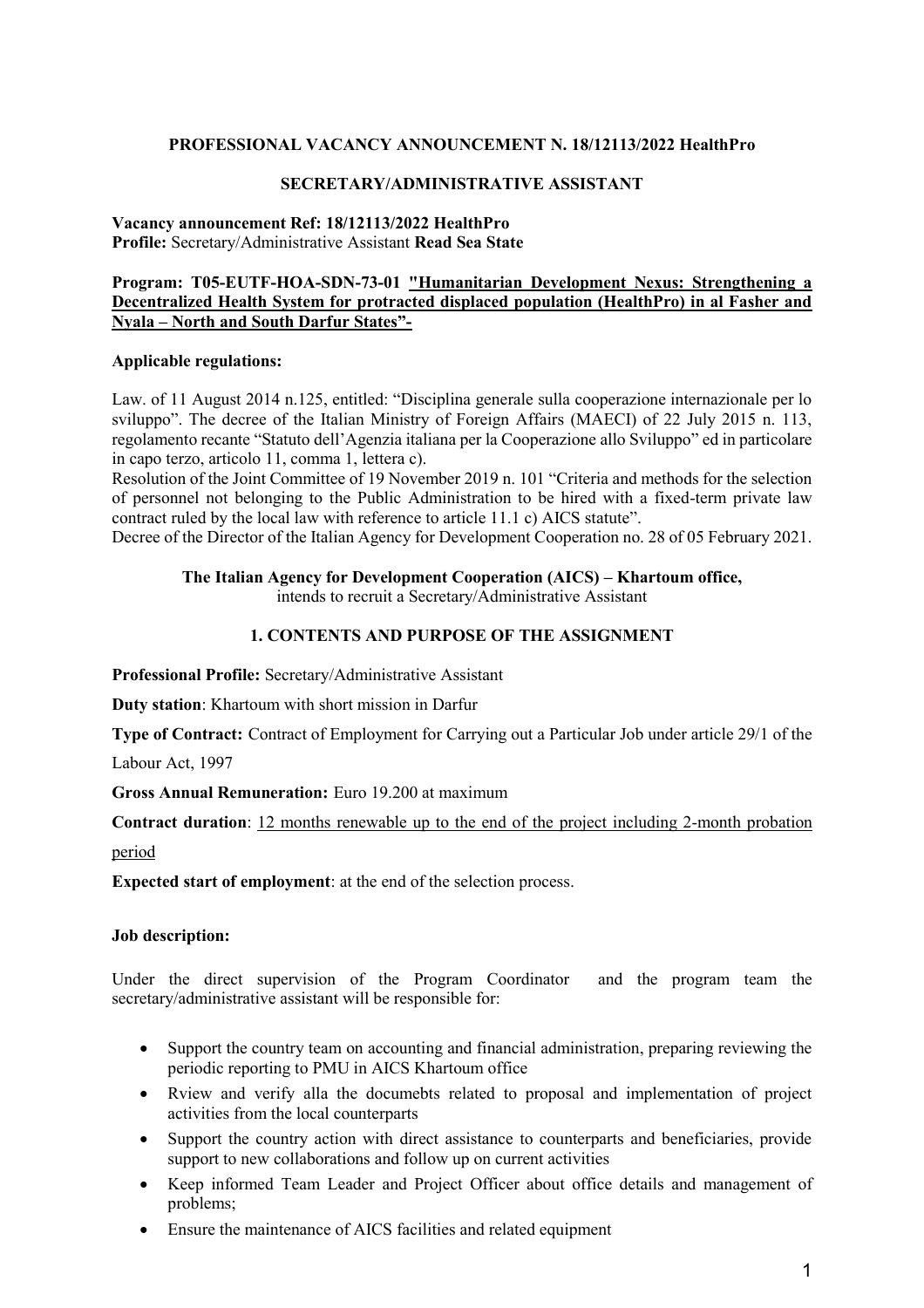**PROFESSIONAL VACANCY ANNOUNCEMENT N. 18/12113/2022 HealthPro**

**SECRETARY/ADMINISTRATIVE ASSISTANT**

**Vacancy announcement Ref: 18/12113/2022 HealthPro**
**Profile:** Secretary/Administrative Assistant **Read Sea State**

**Program: T05-EUTF-HOA-SDN-73-01 "Humanitarian Development Nexus: Strengthening a Decentralized Health System for protracted displaced population (HealthPro) in al Fasher and Nyala – North and South Darfur States"-**

**Applicable regulations:**

Law. of 11 August 2014 n.125, entitled: "Disciplina generale sulla cooperazione internazionale per lo sviluppo". The decree of the Italian Ministry of Foreign Affairs (MAECI) of 22 July 2015 n. 113, regolamento recante "Statuto dell'Agenzia italiana per la Cooperazione allo Sviluppo" ed in particolare in capo terzo, articolo 11, comma 1, lettera c).
Resolution of the Joint Committee of 19 November 2019 n. 101 "Criteria and methods for the selection of personnel not belonging to the Public Administration to be hired with a fixed-term private law contract ruled by the local law with reference to article 11.1 c) AICS statute".
Decree of the Director of the Italian Agency for Development Cooperation no. 28 of 05 February 2021.

**The Italian Agency for Development Cooperation (AICS) – Khartoum office,**
intends to recruit a Secretary/Administrative Assistant

## 1. CONTENTS AND PURPOSE OF THE ASSIGNMENT

**Professional Profile:** Secretary/Administrative Assistant

**Duty station**: Khartoum with short mission in Darfur

**Type of Contract:** Contract of Employment for Carrying out a Particular Job under article 29/1 of the Labour Act, 1997

**Gross Annual Remuneration:** Euro 19.200 at maximum

**Contract duration**: 12 months renewable up to the end of the project including 2-month probation period

**Expected start of employment**: at the end of the selection process.

**Job description:**

Under the direct supervision of the Program Coordinator and the program team the secretary/administrative assistant will be responsible for:

- Support the country team on accounting and financial administration, preparing reviewing the periodic reporting to PMU in AICS Khartoum office
- Rview and verify alla the documebts related to proposal and implementation of project activities from the local counterparts
- Support the country action with direct assistance to counterparts and beneficiaries, provide support to new collaborations and follow up on current activities
- Keep informed Team Leader and Project Officer about office details and management of problems;
- Ensure the maintenance of AICS facilities and related equipment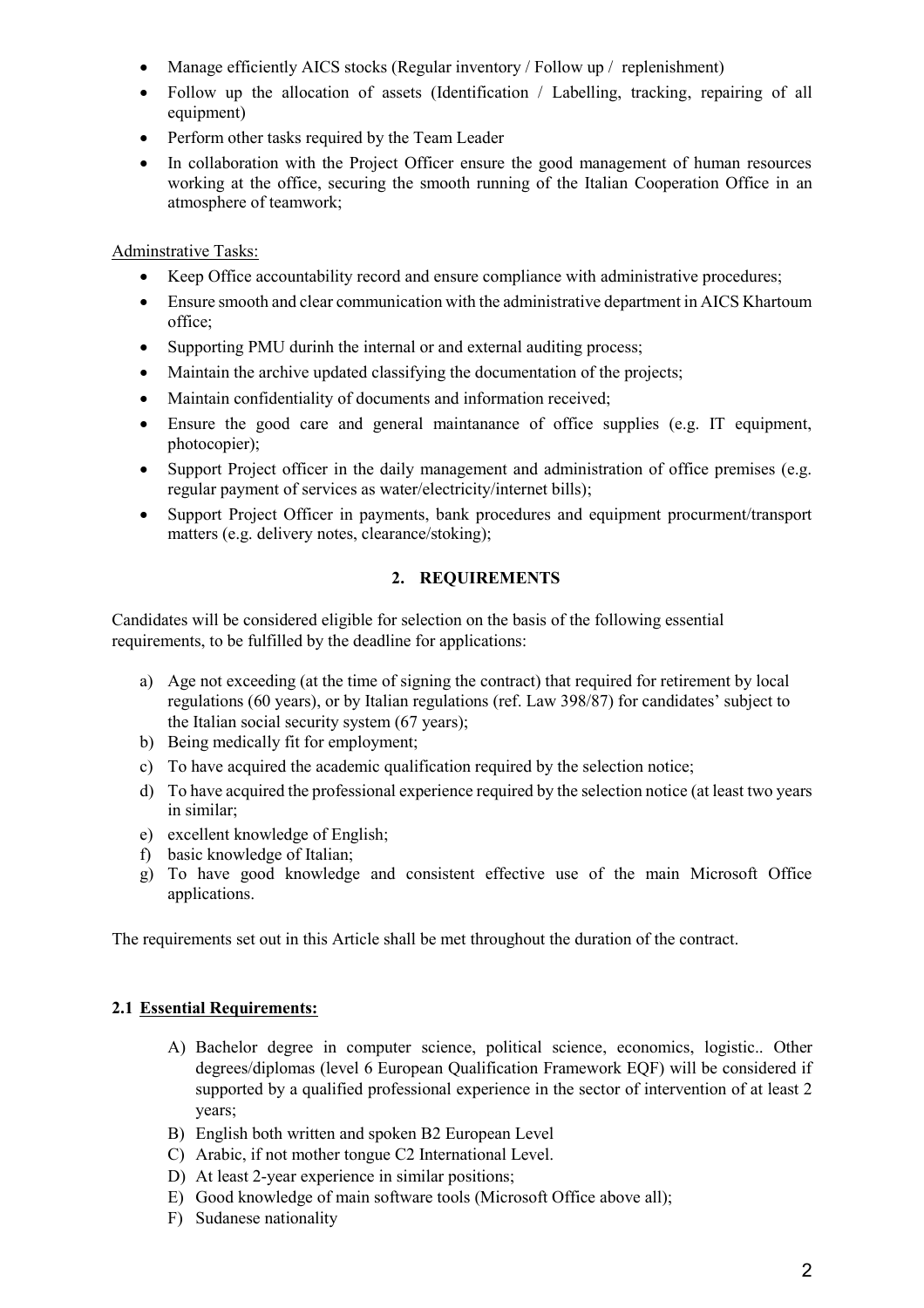- Manage efficiently AICS stocks (Regular inventory / Follow up / replenishment)
- Follow up the allocation of assets (Identification / Labelling, tracking, repairing of all equipment)
- Perform other tasks required by the Team Leader
- In collaboration with the Project Officer ensure the good management of human resources working at the office, securing the smooth running of the Italian Cooperation Office in an atmosphere of teamwork;

Adminstrative Tasks:

- Keep Office accountability record and ensure compliance with administrative procedures;
- Ensure smooth and clear communication with the administrative department in AICS Khartoum office;
- Supporting PMU durinh the internal or and external auditing process;
- Maintain the archive updated classifying the documentation of the projects;
- Maintain confidentiality of documents and information received;
- Ensure the good care and general maintanance of office supplies (e.g. IT equipment, photocopier);
- Support Project officer in the daily management and administration of office premises (e.g. regular payment of services as water/electricity/internet bills);
- Support Project Officer in payments, bank procedures and equipment procurment/transport matters (e.g. delivery notes, clearance/stoking);

## 2. REQUIREMENTS

Candidates will be considered eligible for selection on the basis of the following essential requirements, to be fulfilled by the deadline for applications:

a) Age not exceeding (at the time of signing the contract) that required for retirement by local regulations (60 years), or by Italian regulations (ref. Law 398/87) for candidates' subject to the Italian social security system (67 years);
b) Being medically fit for employment;
c) To have acquired the academic qualification required by the selection notice;
d) To have acquired the professional experience required by the selection notice (at least two years in similar;
e) excellent knowledge of English;
f) basic knowledge of Italian;
g) To have good knowledge and consistent effective use of the main Microsoft Office applications.

The requirements set out in this Article shall be met throughout the duration of the contract.

### 2.1 Essential Requirements:

A) Bachelor degree in computer science, political science, economics, logistic.. Other degrees/diplomas (level 6 European Qualification Framework EQF) will be considered if supported by a qualified professional experience in the sector of intervention of at least 2 years;
B) English both written and spoken B2 European Level
C) Arabic, if not mother tongue C2 International Level.
D) At least 2-year experience in similar positions;
E) Good knowledge of main software tools (Microsoft Office above all);
F) Sudanese nationality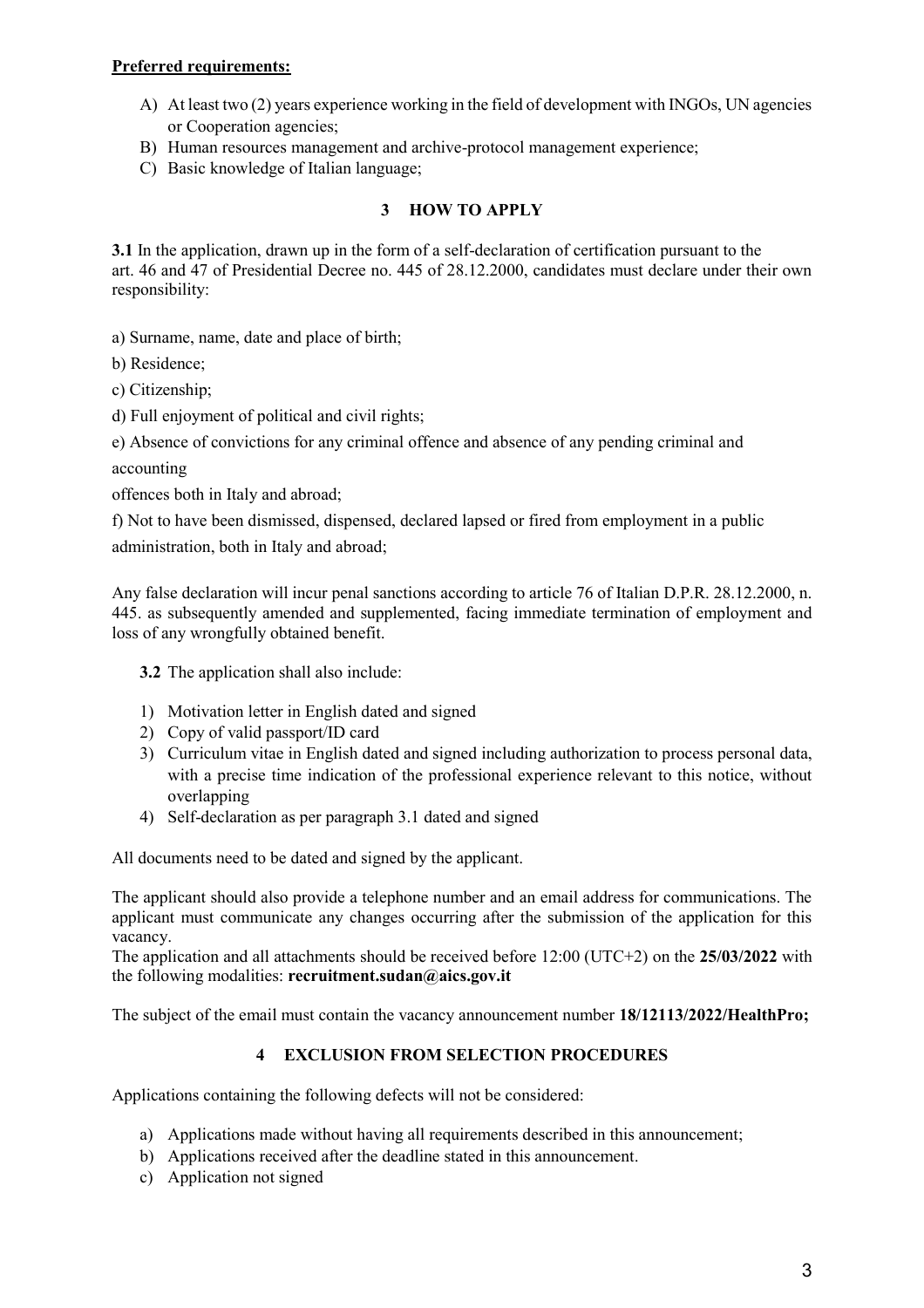**Preferred requirements:**

A) At least two (2) years experience working in the field of development with INGOs, UN agencies or Cooperation agencies;
B) Human resources management and archive-protocol management experience;
C) Basic knowledge of Italian language;

## 3 HOW TO APPLY

**3.1** In the application, drawn up in the form of a self-declaration of certification pursuant to the art. 46 and 47 of Presidential Decree no. 445 of 28.12.2000, candidates must declare under their own responsibility:

a) Surname, name, date and place of birth;

b) Residence;

c) Citizenship;

d) Full enjoyment of political and civil rights;

e) Absence of convictions for any criminal offence and absence of any pending criminal and accounting offences both in Italy and abroad;

f) Not to have been dismissed, dispensed, declared lapsed or fired from employment in a public administration, both in Italy and abroad;

Any false declaration will incur penal sanctions according to article 76 of Italian D.P.R. 28.12.2000, n. 445. as subsequently amended and supplemented, facing immediate termination of employment and loss of any wrongfully obtained benefit.

**3.2** The application shall also include:

1) Motivation letter in English dated and signed
2) Copy of valid passport/ID card
3) Curriculum vitae in English dated and signed including authorization to process personal data, with a precise time indication of the professional experience relevant to this notice, without overlapping
4) Self-declaration as per paragraph 3.1 dated and signed

All documents need to be dated and signed by the applicant.

The applicant should also provide a telephone number and an email address for communications. The applicant must communicate any changes occurring after the submission of the application for this vacancy.
The application and all attachments should be received before 12:00 (UTC+2) on the **25/03/2022** with the following modalities: **recruitment.sudan@aics.gov.it**

The subject of the email must contain the vacancy announcement number **18/12113/2022/HealthPro;**

## 4 EXCLUSION FROM SELECTION PROCEDURES

Applications containing the following defects will not be considered:

a) Applications made without having all requirements described in this announcement;
b) Applications received after the deadline stated in this announcement.
c) Application not signed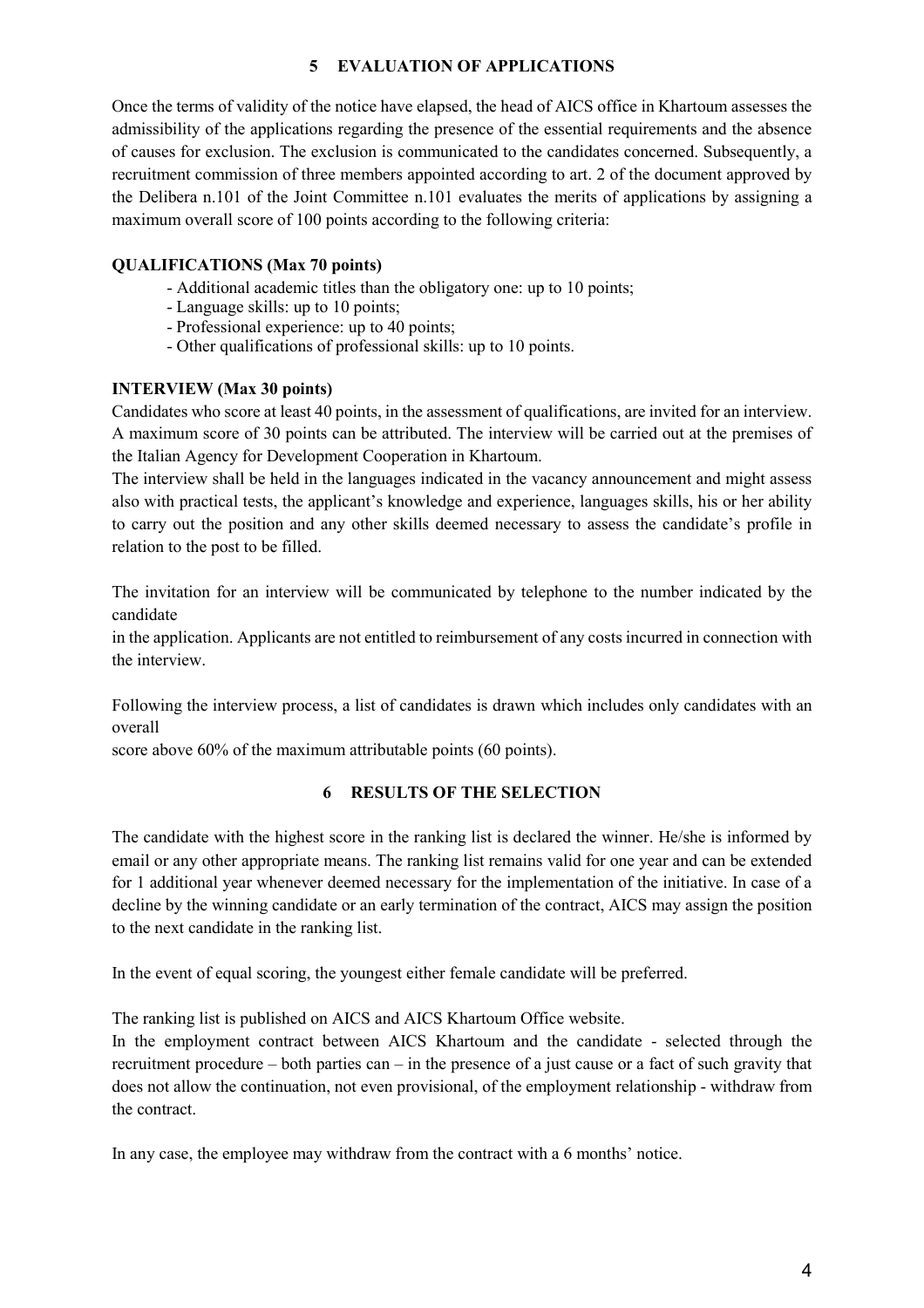## 5 EVALUATION OF APPLICATIONS

Once the terms of validity of the notice have elapsed, the head of AICS office in Khartoum assesses the admissibility of the applications regarding the presence of the essential requirements and the absence of causes for exclusion. The exclusion is communicated to the candidates concerned. Subsequently, a recruitment commission of three members appointed according to art. 2 of the document approved by the Delibera n.101 of the Joint Committee n.101 evaluates the merits of applications by assigning a maximum overall score of 100 points according to the following criteria:

**QUALIFICATIONS (Max 70 points)**

- Additional academic titles than the obligatory one: up to 10 points;
- Language skills: up to 10 points;
- Professional experience: up to 40 points;
- Other qualifications of professional skills: up to 10 points.

**INTERVIEW (Max 30 points)**

Candidates who score at least 40 points, in the assessment of qualifications, are invited for an interview. A maximum score of 30 points can be attributed. The interview will be carried out at the premises of the Italian Agency for Development Cooperation in Khartoum.

The interview shall be held in the languages indicated in the vacancy announcement and might assess also with practical tests, the applicant's knowledge and experience, languages skills, his or her ability to carry out the position and any other skills deemed necessary to assess the candidate's profile in relation to the post to be filled.

The invitation for an interview will be communicated by telephone to the number indicated by the candidate
in the application. Applicants are not entitled to reimbursement of any costs incurred in connection with the interview.

Following the interview process, a list of candidates is drawn which includes only candidates with an overall
score above 60% of the maximum attributable points (60 points).

## 6 RESULTS OF THE SELECTION

The candidate with the highest score in the ranking list is declared the winner. He/she is informed by email or any other appropriate means. The ranking list remains valid for one year and can be extended for 1 additional year whenever deemed necessary for the implementation of the initiative. In case of a decline by the winning candidate or an early termination of the contract, AICS may assign the position to the next candidate in the ranking list.

In the event of equal scoring, the youngest either female candidate will be preferred.

The ranking list is published on AICS and AICS Khartoum Office website.

In the employment contract between AICS Khartoum and the candidate - selected through the recruitment procedure – both parties can – in the presence of a just cause or a fact of such gravity that does not allow the continuation, not even provisional, of the employment relationship - withdraw from the contract.

In any case, the employee may withdraw from the contract with a 6 months' notice.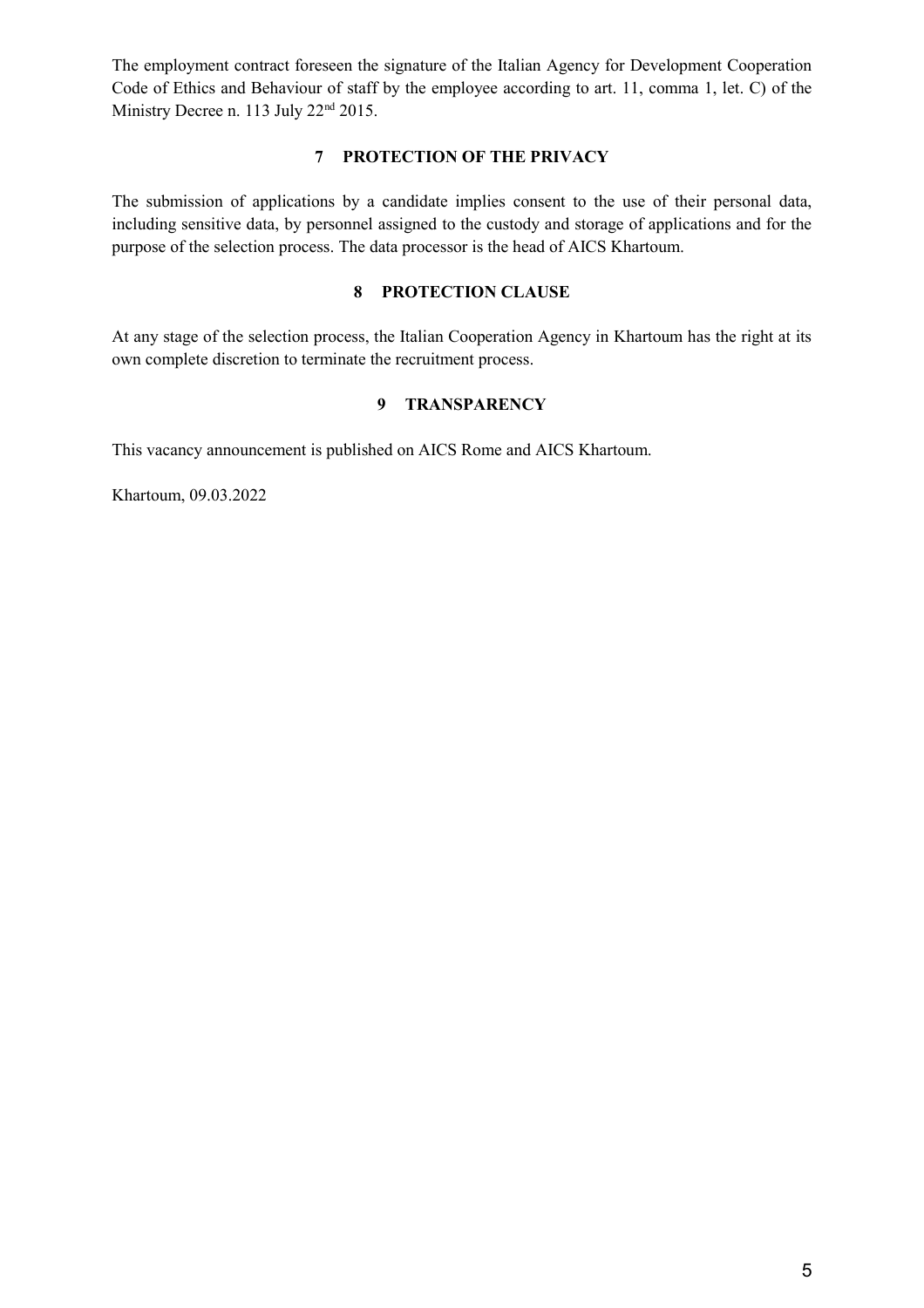The employment contract foreseen the signature of the Italian Agency for Development Cooperation Code of Ethics and Behaviour of staff by the employee according to art. 11, comma 1, let. C) of the Ministry Decree n. 113 July 22nd 2015.

## 7 PROTECTION OF THE PRIVACY

The submission of applications by a candidate implies consent to the use of their personal data, including sensitive data, by personnel assigned to the custody and storage of applications and for the purpose of the selection process. The data processor is the head of AICS Khartoum.

## 8 PROTECTION CLAUSE

At any stage of the selection process, the Italian Cooperation Agency in Khartoum has the right at its own complete discretion to terminate the recruitment process.

## 9 TRANSPARENCY

This vacancy announcement is published on AICS Rome and AICS Khartoum.

Khartoum, 09.03.2022